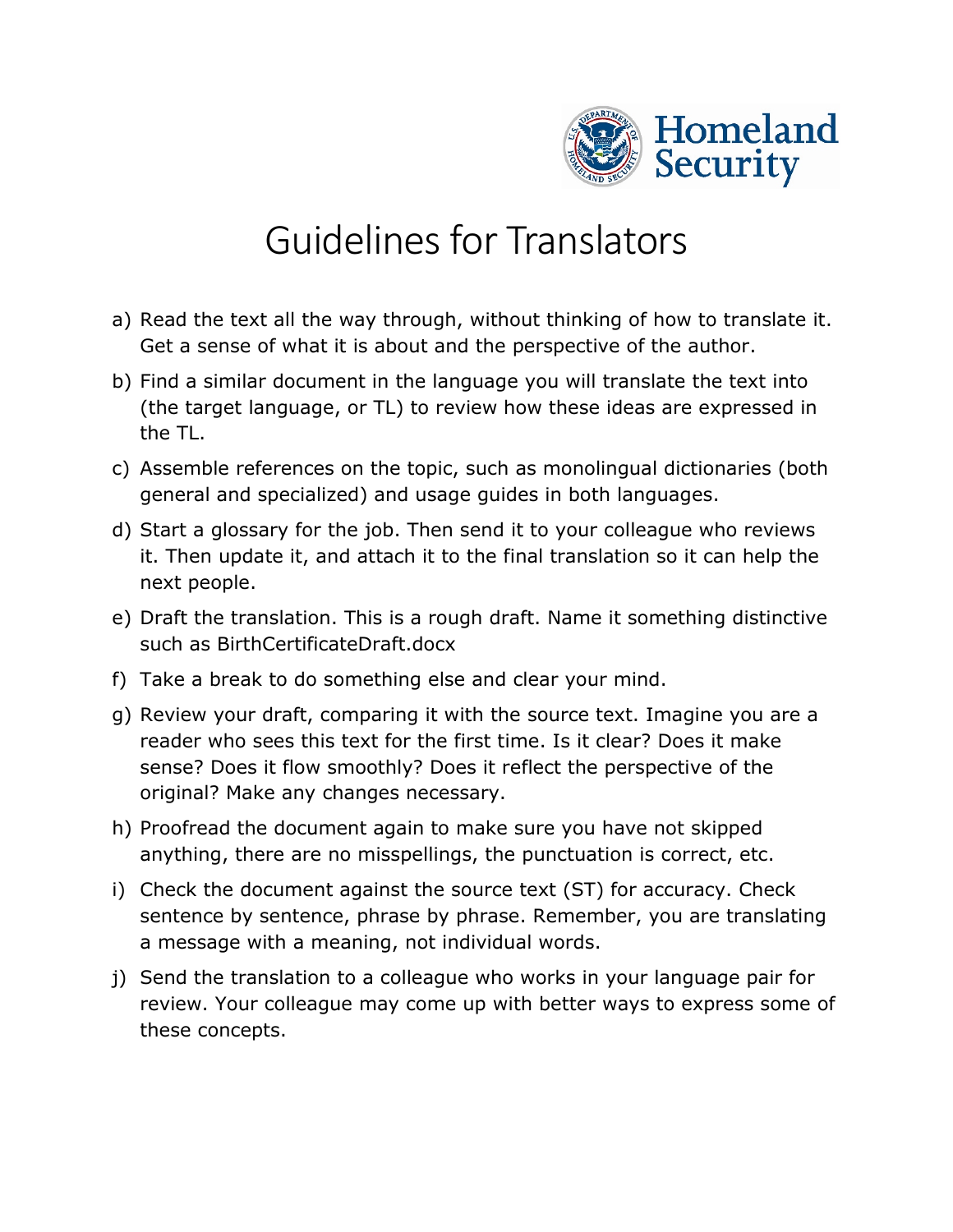Homeland Security

# Guidelines for Translators

a) Read the text all the way through, without thinking of how to translate it. Get a sense of what it is about and the perspective of the author.

b) Find a similar document in the language you will translate the text into (the target language, or TL) to review how these ideas are expressed in the TL.

c) Assemble references on the topic, such as monolingual dictionaries (both general and specialized) and usage guides in both languages.

d) Start a glossary for the job. Then send it to your colleague who reviews it. Then update it, and attach it to the final translation so it can help the next people.

e) Draft the translation. This is a rough draft. Name it something distinctive such as BirthCertificateDraft.docx

f) Take a break to do something else and clear your mind.

g) Review your draft, comparing it with the source text. Imagine you are a reader who sees this text for the first time. Is it clear? Does it make sense? Does it flow smoothly? Does it reflect the perspective of the original? Make any changes necessary.

h) Proofread the document again to make sure you have not skipped anything, there are no misspellings, the punctuation is correct, etc.

i) Check the document against the source text (ST) for accuracy. Check sentence by sentence, phrase by phrase. Remember, you are translating a message with a meaning, not individual words.

j) Send the translation to a colleague who works in your language pair for review. Your colleague may come up with better ways to express some of these concepts.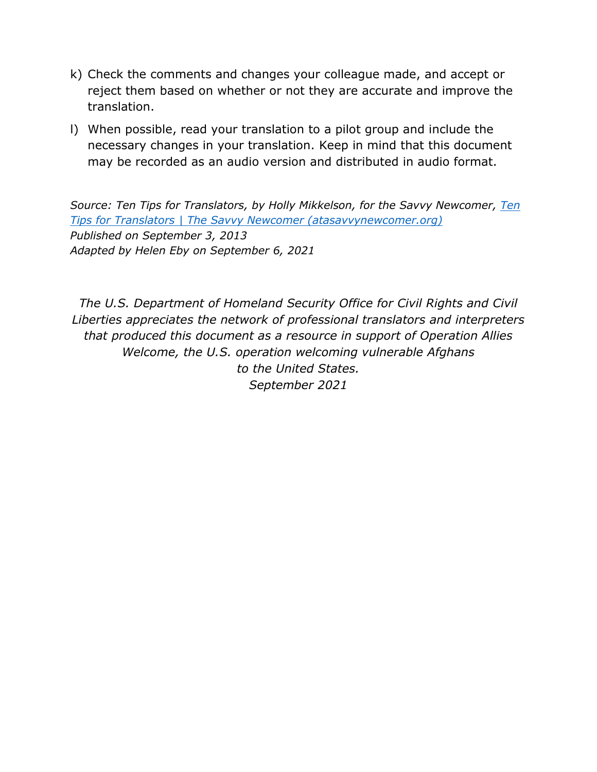k) Check the comments and changes your colleague made, and accept or reject them based on whether or not they are accurate and improve the translation.

l) When possible, read your translation to a pilot group and include the necessary changes in your translation. Keep in mind that this document may be recorded as an audio version and distributed in audio format.

*Source: Ten Tips for Translators, by Holly Mikkelson, for the Savvy Newcomer, [Ten Tips for Translators | The Savvy Newcomer (atasavvynewcomer.org)](atasavvynewcomer.org)*
*Published on September 3, 2013*
*Adapted by Helen Eby on September 6, 2021*

*The U.S. Department of Homeland Security Office for Civil Rights and Civil Liberties appreciates the network of professional translators and interpreters that produced this document as a resource in support of Operation Allies Welcome, the U.S. operation welcoming vulnerable Afghans to the United States.*
*September 2021*